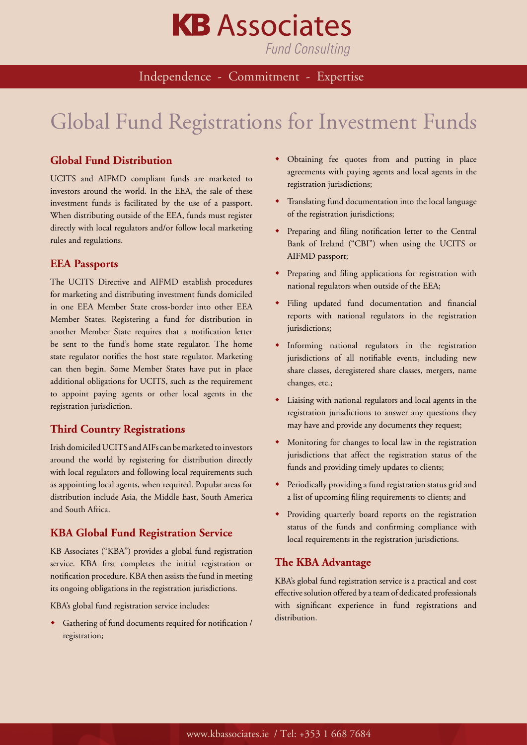# KB Associates

*Fund Consulting*

Independence - Commitment - Expertise

# Global Fund Registrations for Investment Funds

## Global Fund Distribution

UCITS and AIFMD compliant funds are marketed to investors around the world. In the EEA, the sale of these investment funds is facilitated by the use of a passport. When distributing outside of the EEA, funds must register directly with local regulators and/or follow local marketing rules and regulations.

## EEA Passports

The UCITS Directive and AIFMD establish procedures for marketing and distributing investment funds domiciled in one EEA Member State cross-border into other EEA Member States. Registering a fund for distribution in another Member State requires that a notification letter be sent to the fund's home state regulator. The home state regulator notifies the host state regulator. Marketing can then begin. Some Member States have put in place additional obligations for UCITS, such as the requirement to appoint paying agents or other local agents in the registration jurisdiction.

## Third Country Registrations

Irish domiciled UCITS and AIFs can be marketed to investors around the world by registering for distribution directly with local regulators and following local requirements such as appointing local agents, when required. Popular areas for distribution include Asia, the Middle East, South America and South Africa.

## KBA Global Fund Registration Service

KB Associates ("KBA") provides a global fund registration service. KBA first completes the initial registration or notification procedure. KBA then assists the fund in meeting its ongoing obligations in the registration jurisdictions.

KBA's global fund registration service includes:

- Gathering of fund documents required for notification / registration;
- Obtaining fee quotes from and putting in place agreements with paying agents and local agents in the registration jurisdictions;
- Translating fund documentation into the local language of the registration jurisdictions;
- Preparing and filing notification letter to the Central Bank of Ireland ("CBI") when using the UCITS or AIFMD passport;
- Preparing and filing applications for registration with national regulators when outside of the EEA;
- Filing updated fund documentation and financial reports with national regulators in the registration jurisdictions;
- Informing national regulators in the registration jurisdictions of all notifiable events, including new share classes, deregistered share classes, mergers, name changes, etc.;
- Liaising with national regulators and local agents in the registration jurisdictions to answer any questions they may have and provide any documents they request;
- Monitoring for changes to local law in the registration jurisdictions that affect the registration status of the funds and providing timely updates to clients;
- Periodically providing a fund registration status grid and a list of upcoming filing requirements to clients; and
- Providing quarterly board reports on the registration status of the funds and confirming compliance with local requirements in the registration jurisdictions.

## The KBA Advantage

KBA's global fund registration service is a practical and cost effective solution offered by a team of dedicated professionals with significant experience in fund registrations and distribution.

www.kbassociates.ie / Tel: +353 1 668 7684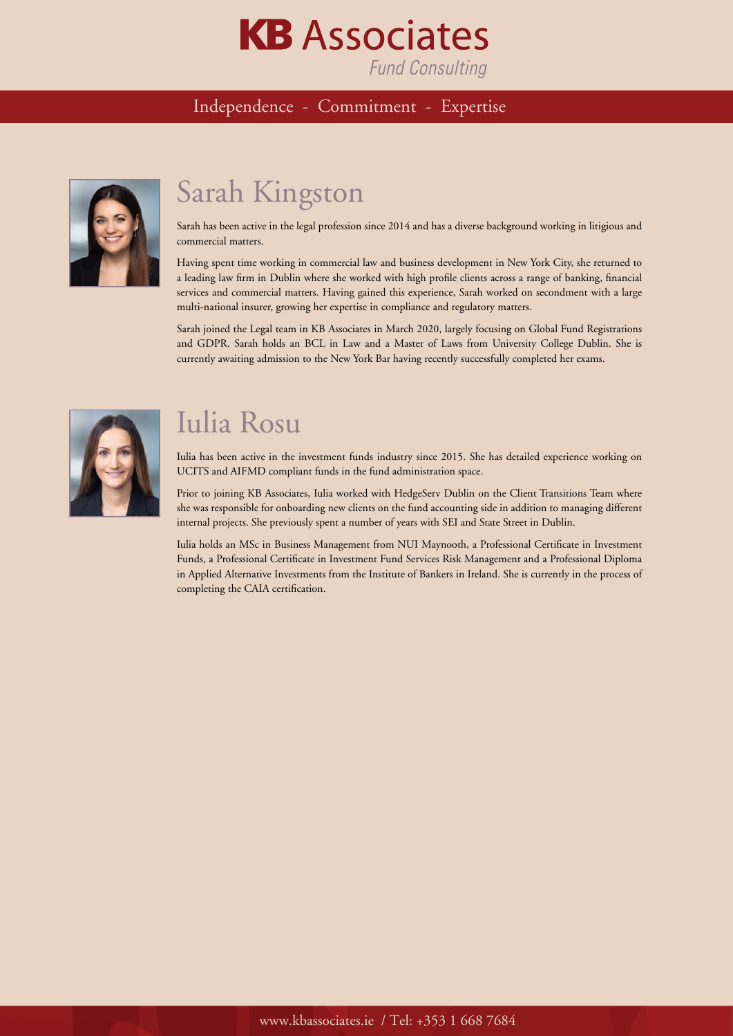# KB Associates

*Fund Consulting*

Independence - Commitment - Expertise

## Sarah Kingston

Sarah has been active in the legal profession since 2014 and has a diverse background working in litigious and commercial matters.

Having spent time working in commercial law and business development in New York City, she returned to a leading law firm in Dublin where she worked with high profile clients across a range of banking, financial services and commercial matters. Having gained this experience, Sarah worked on secondment with a large multi-national insurer, growing her expertise in compliance and regulatory matters.

Sarah joined the Legal team in KB Associates in March 2020, largely focusing on Global Fund Registrations and GDPR. Sarah holds an BCL in Law and a Master of Laws from University College Dublin. She is currently awaiting admission to the New York Bar having recently successfully completed her exams.

## Iulia Rosu

Iulia has been active in the investment funds industry since 2015. She has detailed experience working on UCITS and AIFMD compliant funds in the fund administration space.

Prior to joining KB Associates, Iulia worked with HedgeServ Dublin on the Client Transitions Team where she was responsible for onboarding new clients on the fund accounting side in addition to managing different internal projects. She previously spent a number of years with SEI and State Street in Dublin.

Iulia holds an MSc in Business Management from NUI Maynooth, a Professional Certificate in Investment Funds, a Professional Certificate in Investment Fund Services Risk Management and a Professional Diploma in Applied Alternative Investments from the Institute of Bankers in Ireland. She is currently in the process of completing the CAIA certification.

www.kbassociates.ie / Tel: +353 1 668 7684